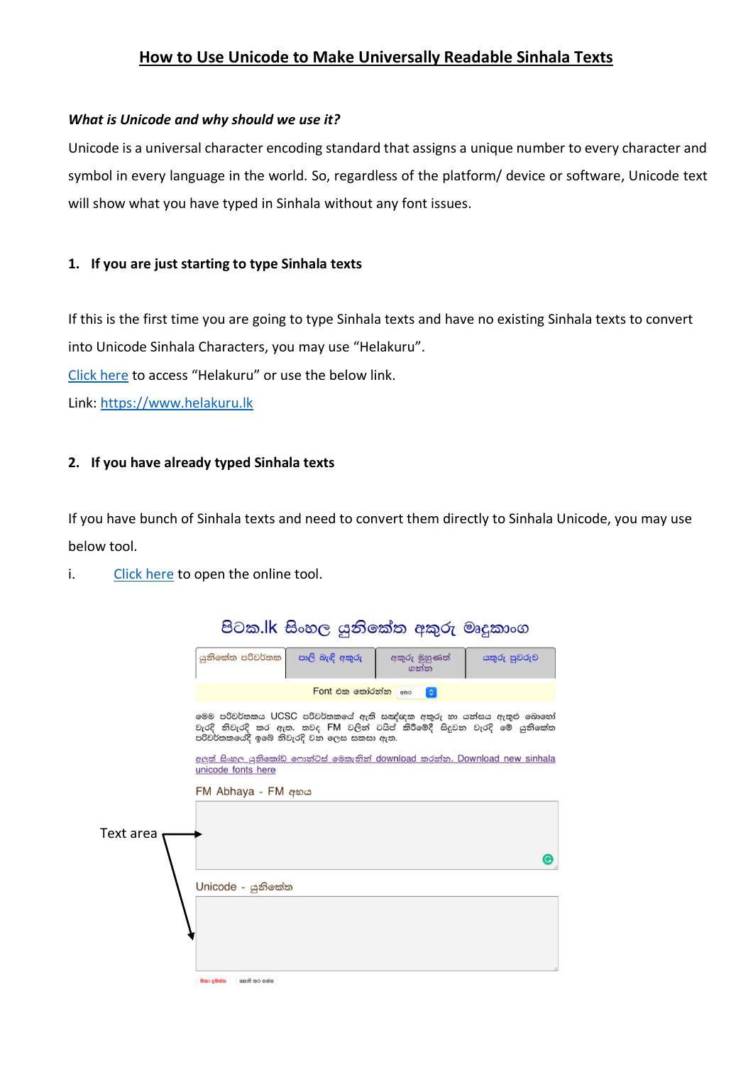# How to Use Unicode to Make Universally Readable Sinhala Texts

***What is Unicode and why should we use it?***

Unicode is a universal character encoding standard that assigns a unique number to every character and symbol in every language in the world. So, regardless of the platform/ device or software, Unicode text will show what you have typed in Sinhala without any font issues.

## 1. If you are just starting to type Sinhala texts

If this is the first time you are going to type Sinhala texts and have no existing Sinhala texts to convert into Unicode Sinhala Characters, you may use “Helakuru”.

Click here to access “Helakuru” or use the below link.

Link: https://www.helakuru.lk

## 2. If you have already typed Sinhala texts

If you have bunch of Sinhala texts and need to convert them directly to Sinhala Unicode, you may use below tool.

i. Click here to open the online tool.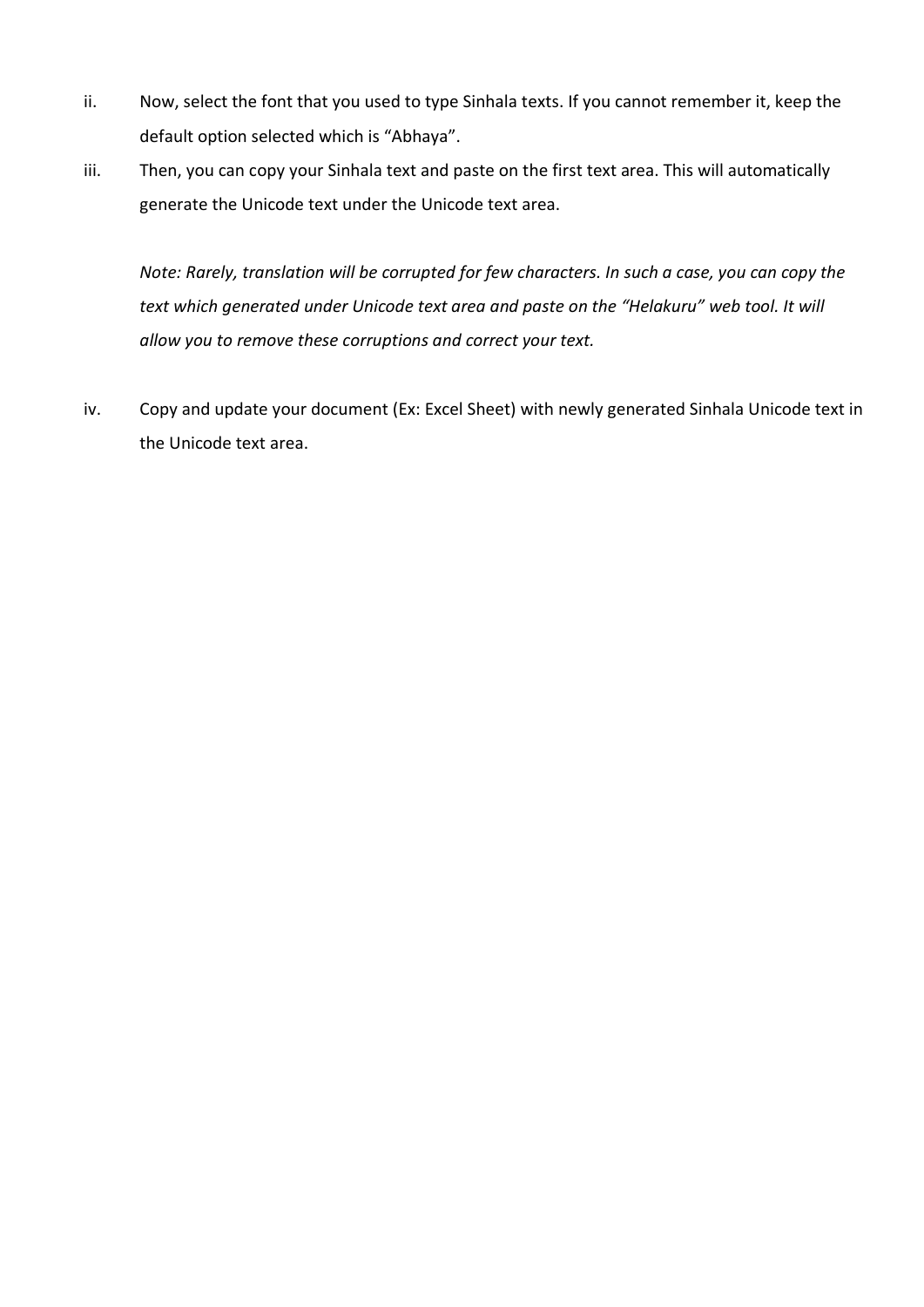ii. Now, select the font that you used to type Sinhala texts. If you cannot remember it, keep the default option selected which is “Abhaya”.

iii. Then, you can copy your Sinhala text and paste on the first text area. This will automatically generate the Unicode text under the Unicode text area.

    *Note: Rarely, translation will be corrupted for few characters. In such a case, you can copy the text which generated under Unicode text area and paste on the “Helakuru” web tool. It will allow you to remove these corruptions and correct your text.*

iv. Copy and update your document (Ex: Excel Sheet) with newly generated Sinhala Unicode text in the Unicode text area.